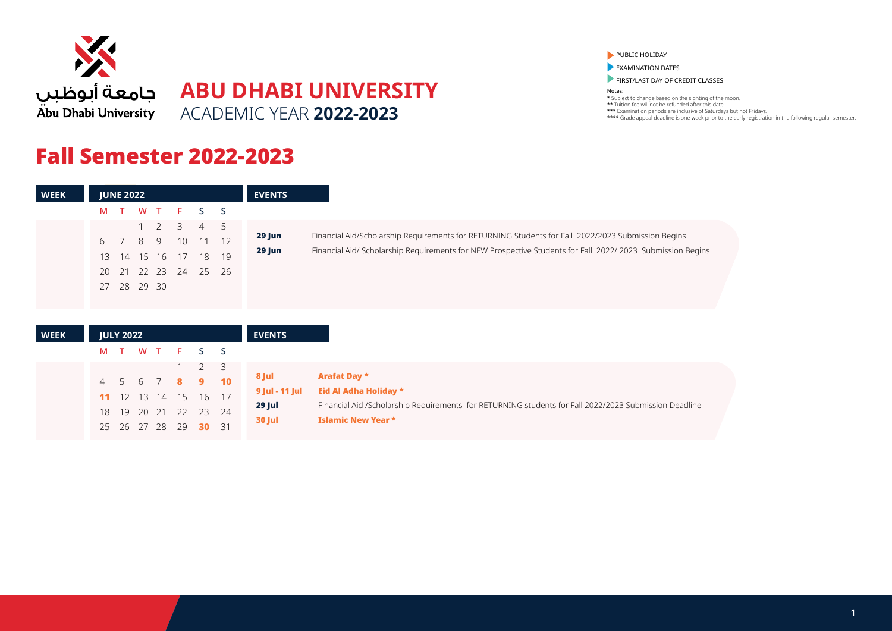جامعة أبوظبي
Abu Dhabi University

# ABU DHABI UNIVERSITY
ACADEMIC YEAR **2022-2023**

- PUBLIC HOLIDAY
- EXAMINATION DATES
- FIRST/LAST DAY OF CREDIT CLASSES

**Notes:**
* Subject to change based on the sighting of the moon.
** Tuition fee will not be refunded after this date.
*** Examination periods are inclusive of Saturdays but not Fridays.
**** Grade appeal deadline is one week prior to the early registration in the following regular semester.

## Fall Semester 2022-2023

| WEEK | JUNE 2022 | | | | | | | EVENTS | |
|---|---|---|---|---|---|---|---|---|---|
| | M | T | W | T | F | S | S | | |
| | | | 1 | 2 | 3 | 4 | 5 | **29 Jun** | Financial Aid/Scholarship Requirements for RETURNING Students for Fall 2022/2023 Submission Begins |
| | 6 | 7 | 8 | 9 | 10 | 11 | 12 | **29 Jun** | Financial Aid/ Scholarship Requirements for NEW Prospective Students for Fall 2022/ 2023 Submission Begins |
| | 13 | 14 | 15 | 16 | 17 | 18 | 19 | | |
| | 20 | 21 | 22 | 23 | 24 | 25 | 26 | | |
| | 27 | 28 | 29 | 30 | | | | | |

| WEEK | JULY 2022 | | | | | | | EVENTS | |
|---|---|---|---|---|---|---|---|---|---|
| | M | T | W | T | F | S | S | | |
| | | | | | 1 | 2 | 3 | **8 Jul** | **Arafat Day *** |
| | 4 | 5 | 6 | 7 | **8** | **9** | **10** | **9 Jul - 11 Jul** | **Eid Al Adha Holiday *** |
| | **11** | 12 | 13 | 14 | 15 | 16 | 17 | **29 Jul** | Financial Aid /Scholarship Requirements for RETURNING students for Fall 2022/2023 Submission Deadline |
| | 18 | 19 | 20 | 21 | 22 | 23 | 24 | **30 Jul** | **Islamic New Year *** |
| | 25 | 26 | 27 | 28 | 29 | **30** | 31 | | |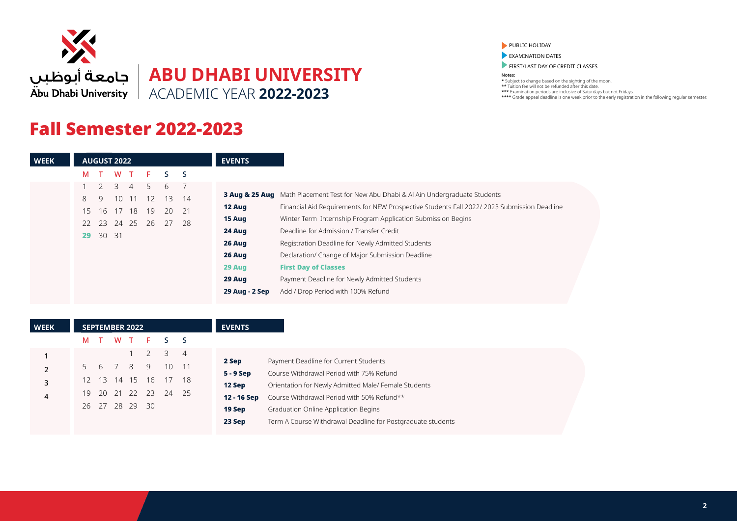جامعة أبوظبي
Abu Dhabi University

# ABU DHABI UNIVERSITY
ACADEMIC YEAR **2022-2023**

PUBLIC HOLIDAY
EXAMINATION DATES
FIRST/LAST DAY OF CREDIT CLASSES

Notes:
* Subject to change based on the sighting of the moon.
** Tuition fee will not be refunded after this date.
*** Examination periods are inclusive of Saturdays but not Fridays.
**** Grade appeal deadline is one week prior to the early registration in the following regular semester.

## Fall Semester 2022-2023

| WEEK | AUGUST 2022 | | | | | | |
|---|---|---|---|---|---|---|---|
| | M | T | W | T | F | S | S |
| | 1 | 2 | 3 | 4 | 5 | 6 | 7 |
| | 8 | 9 | 10 | 11 | 12 | 13 | 14 |
| | 15 | 16 | 17 | 18 | 19 | 20 | 21 |
| | 22 | 23 | 24 | 25 | 26 | 27 | 28 |
| | **29** | 30 | 31 | | | | |

| EVENTS | |
|---|---|
| **3 Aug & 25 Aug** | Math Placement Test for New Abu Dhabi & Al Ain Undergraduate Students |
| **12 Aug** | Financial Aid Requirements for NEW Prospective Students Fall 2022/ 2023 Submission Deadline |
| **15 Aug** | Winter Term Internship Program Application Submission Begins |
| **24 Aug** | Deadline for Admission / Transfer Credit |
| **26 Aug** | Registration Deadline for Newly Admitted Students |
| **26 Aug** | Declaration/ Change of Major Submission Deadline |
| **29 Aug** | **First Day of Classes** |
| **29 Aug** | Payment Deadline for Newly Admitted Students |
| **29 Aug - 2 Sep** | Add / Drop Period with 100% Refund |

| WEEK | SEPTEMBER 2022 | | | | | | |
|---|---|---|---|---|---|---|---|
| | M | T | W | T | F | S | S |
| 1 | | | | 1 | 2 | 3 | 4 |
| 2 | 5 | 6 | 7 | 8 | 9 | 10 | 11 |
| 3 | 12 | 13 | 14 | 15 | 16 | 17 | 18 |
| 4 | 19 | 20 | 21 | 22 | 23 | 24 | 25 |
| | 26 | 27 | 28 | 29 | 30 | | |

| EVENTS | |
|---|---|
| **2 Sep** | Payment Deadline for Current Students |
| **5 - 9 Sep** | Course Withdrawal Period with 75% Refund |
| **12 Sep** | Orientation for Newly Admitted Male/ Female Students |
| **12 - 16 Sep** | Course Withdrawal Period with 50% Refund** |
| **19 Sep** | Graduation Online Application Begins |
| **23 Sep** | Term A Course Withdrawal Deadline for Postgraduate students |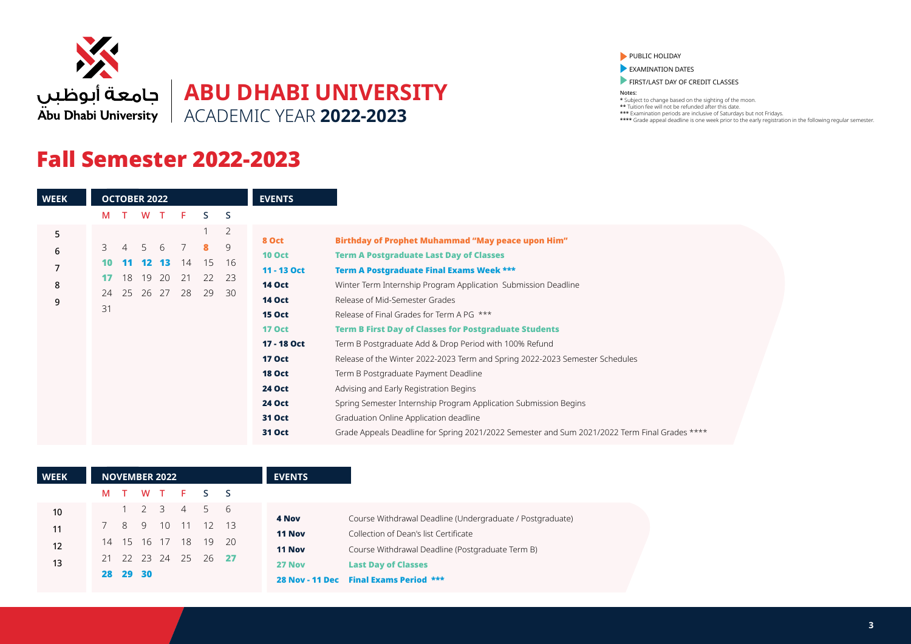جامعة أبوظبي
Abu Dhabi University

# ABU DHABI UNIVERSITY
ACADEMIC YEAR **2022-2023**

- PUBLIC HOLIDAY
- EXAMINATION DATES
- FIRST/LAST DAY OF CREDIT CLASSES

**Notes:**
\* Subject to change based on the sighting of the moon.
** Tuition fee will not be refunded after this date.
*** Examination periods are inclusive of Saturdays but not Fridays.
**** Grade appeal deadline is one week prior to the early registration in the following regular semester.

## Fall Semester 2022-2023

| WEEK | M | T | W | T | F | S | S |
|---|---|---|---|---|---|---|---|
| | **OCTOBER 2022** | | | | | | |
| 5 | | | | | | 1 | 2 |
| 6 | 3 | 4 | 5 | 6 | 7 | **8** | 9 |
| 7 | **10** | **11** | **12** | **13** | 14 | 15 | 16 |
| 8 | **17** | 18 | 19 | 20 | 21 | 22 | 23 |
| 9 | 24 | 25 | 26 | 27 | 28 | 29 | 30 |
| | 31 | | | | | | |

| EVENTS | |
|---|---|
| **8 Oct** | **Birthday of Prophet Muhammad "May peace upon Him"** |
| **10 Oct** | **Term A Postgraduate Last Day of Classes** |
| **11 - 13 Oct** | **Term A Postgraduate Final Exams Week *** ** |
| **14 Oct** | Winter Term Internship Program Application Submission Deadline |
| **14 Oct** | Release of Mid-Semester Grades |
| **15 Oct** | Release of Final Grades for Term A PG *** |
| **17 Oct** | **Term B First Day of Classes for Postgraduate Students** |
| **17 - 18 Oct** | Term B Postgraduate Add & Drop Period with 100% Refund |
| **17 Oct** | Release of the Winter 2022-2023 Term and Spring 2022-2023 Semester Schedules |
| **18 Oct** | Term B Postgraduate Payment Deadline |
| **24 Oct** | Advising and Early Registration Begins |
| **24 Oct** | Spring Semester Internship Program Application Submission Begins |
| **31 Oct** | Graduation Online Application deadline |
| **31 Oct** | Grade Appeals Deadline for Spring 2021/2022 Semester and Sum 2021/2022 Term Final Grades **** |

| WEEK | M | T | W | T | F | S | S |
|---|---|---|---|---|---|---|---|
| | **NOVEMBER 2022** | | | | | | |
| 10 | | 1 | 2 | 3 | 4 | 5 | 6 |
| 11 | 7 | 8 | 9 | 10 | 11 | 12 | 13 |
| 12 | 14 | 15 | 16 | 17 | 18 | 19 | 20 |
| 13 | 21 | 22 | 23 | 24 | 25 | 26 | **27** |
| | **28** | **29** | **30** | | | | |

| EVENTS | |
|---|---|
| **4 Nov** | Course Withdrawal Deadline (Undergraduate / Postgraduate) |
| **11 Nov** | Collection of Dean's list Certificate |
| **11 Nov** | Course Withdrawal Deadline (Postgraduate Term B) |
| **27 Nov** | **Last Day of Classes** |
| **28 Nov - 11 Dec** | **Final Exams Period *** ** |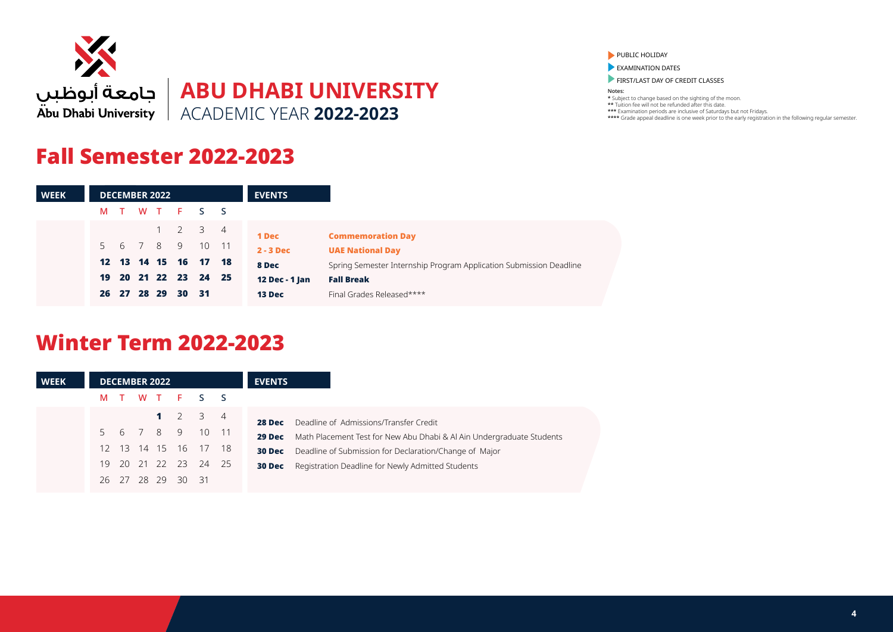جامعة أبوظبي
Abu Dhabi University

# ABU DHABI UNIVERSITY
ACADEMIC YEAR **2022-2023**

- PUBLIC HOLIDAY
- EXAMINATION DATES
- FIRST/LAST DAY OF CREDIT CLASSES

**Notes:**
* Subject to change based on the sighting of the moon.
** Tuition fee will not be refunded after this date.
*** Examination periods are inclusive of Saturdays but not Fridays.
**** Grade appeal deadline is one week prior to the early registration in the following regular semester.

## Fall Semester 2022-2023

| WEEK | DECEMBER 2022 | | | | | | | EVENTS | |
|---|---|---|---|---|---|---|---|---|---|
| | M | T | W | T | F | S | S | | |
| | | | | 1 | 2 | 3 | 4 | 1 Dec | **Commemoration Day** |
| | 5 | 6 | 7 | 8 | 9 | 10 | 11 | 2 - 3 Dec | **UAE National Day** |
| | **12** | **13** | **14** | **15** | **16** | **17** | **18** | 8 Dec | Spring Semester Internship Program Application Submission Deadline |
| | **19** | **20** | **21** | **22** | **23** | **24** | **25** | 12 Dec - 1 Jan | **Fall Break** |
| | **26** | **27** | **28** | **29** | **30** | **31** | | 13 Dec | Final Grades Released**** |

## Winter Term 2022-2023

| WEEK | DECEMBER 2022 | | | | | | | EVENTS | |
|---|---|---|---|---|---|---|---|---|---|
| | M | T | W | T | F | S | S | | |
| | | | | **1** | 2 | 3 | 4 | 28 Dec | Deadline of Admissions/Transfer Credit |
| | 5 | 6 | 7 | 8 | 9 | 10 | 11 | 29 Dec | Math Placement Test for New Abu Dhabi & Al Ain Undergraduate Students |
| | 12 | 13 | 14 | 15 | 16 | 17 | 18 | 30 Dec | Deadline of Submission for Declaration/Change of Major |
| | 19 | 20 | 21 | 22 | 23 | 24 | 25 | 30 Dec | Registration Deadline for Newly Admitted Students |
| | 26 | 27 | 28 | 29 | 30 | 31 | | | |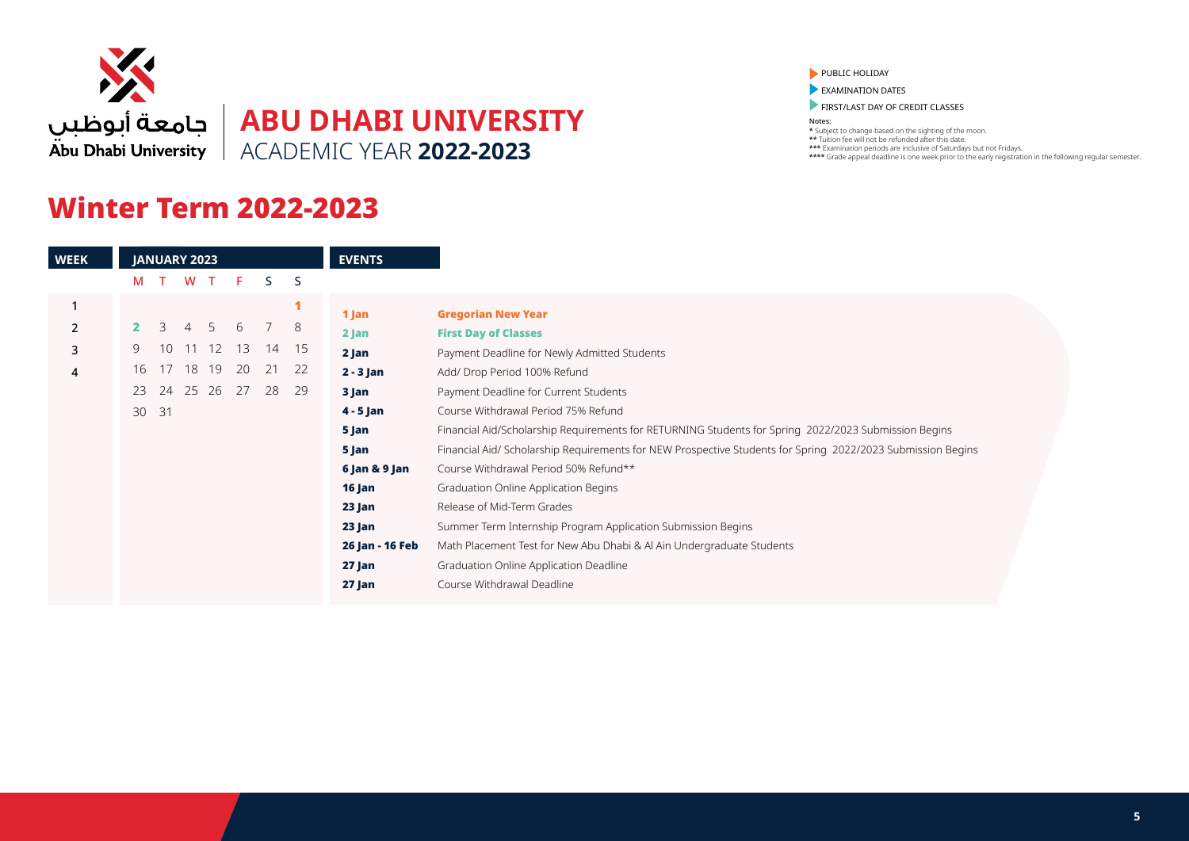جامعة أبوظبي
Abu Dhabi University

# ABU DHABI UNIVERSITY
ACADEMIC YEAR **2022-2023**

- PUBLIC HOLIDAY
- EXAMINATION DATES
- FIRST/LAST DAY OF CREDIT CLASSES

**Notes:**
* Subject to change based on the sighting of the moon.
** Tuition fee will not be refunded after this date.
*** Examination periods are inclusive of Saturdays but not Fridays.
**** Grade appeal deadline is one week prior to the early registration in the following regular semester.

## Winter Term 2022-2023

| WEEK | M | T | W | T | F | S | S |
|---|---|---|---|---|---|---|---|
| | **JANUARY 2023** | | | | | | |
| 1 | | | | | | | 1 |
| 2 | 2 | 3 | 4 | 5 | 6 | 7 | 8 |
| 3 | 9 | 10 | 11 | 12 | 13 | 14 | 15 |
| 4 | 16 | 17 | 18 | 19 | 20 | 21 | 22 |
| | 23 | 24 | 25 | 26 | 27 | 28 | 29 |
| | 30 | 31 | | | | | |

| EVENTS | |
|---|---|
| **1 Jan** | **Gregorian New Year** |
| **2 Jan** | **First Day of Classes** |
| **2 Jan** | Payment Deadline for Newly Admitted Students |
| **2 - 3 Jan** | Add/ Drop Period 100% Refund |
| **3 Jan** | Payment Deadline for Current Students |
| **4 - 5 Jan** | Course Withdrawal Period 75% Refund |
| **5 Jan** | Financial Aid/Scholarship Requirements for RETURNING Students for Spring 2022/2023 Submission Begins |
| **5 Jan** | Financial Aid/ Scholarship Requirements for NEW Prospective Students for Spring 2022/2023 Submission Begins |
| **6 Jan & 9 Jan** | Course Withdrawal Period 50% Refund** |
| **16 Jan** | Graduation Online Application Begins |
| **23 Jan** | Release of Mid-Term Grades |
| **23 Jan** | Summer Term Internship Program Application Submission Begins |
| **26 Jan - 16 Feb** | Math Placement Test for New Abu Dhabi & Al Ain Undergraduate Students |
| **27 Jan** | Graduation Online Application Deadline |
| **27 Jan** | Course Withdrawal Deadline |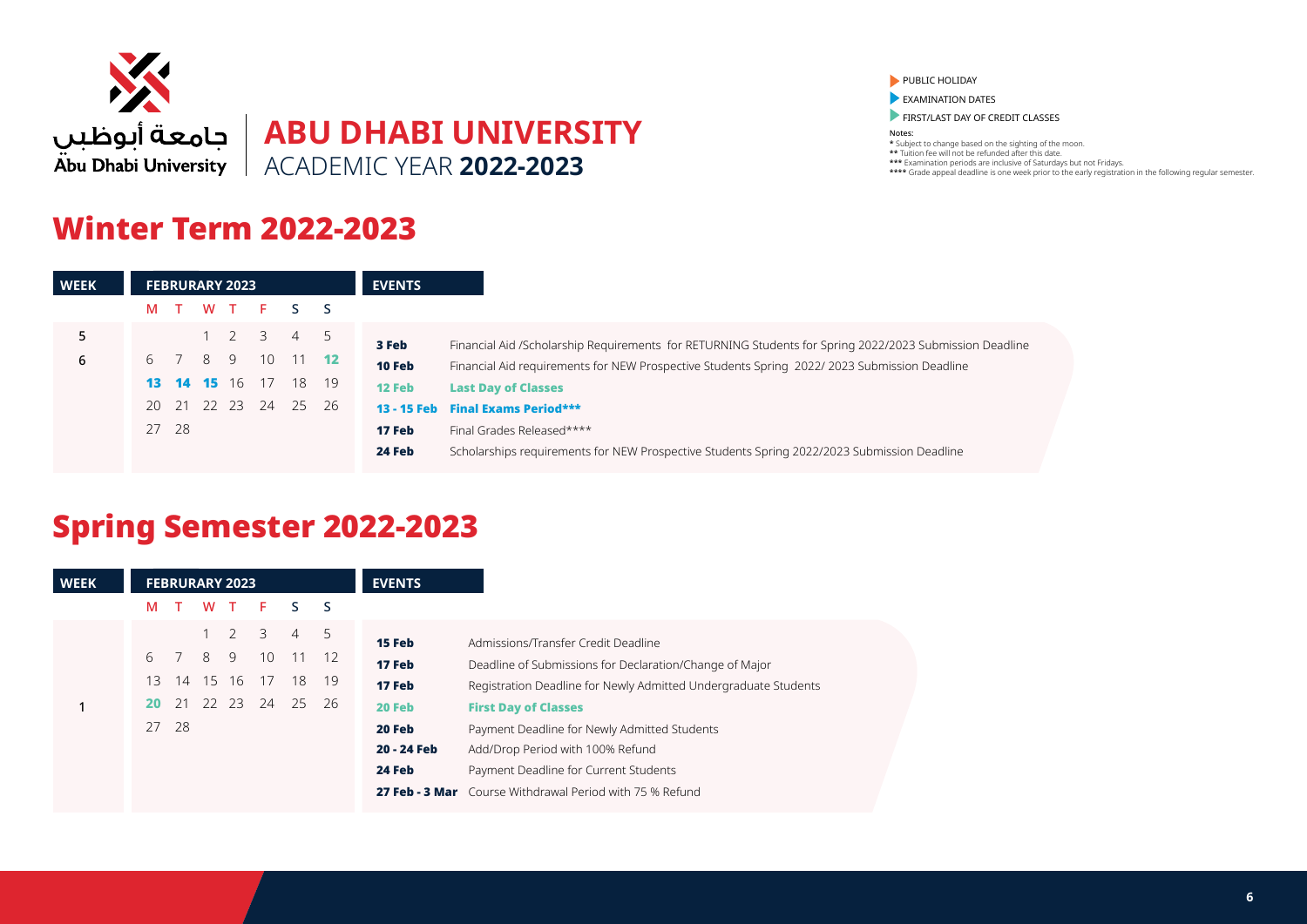جامعة أبوظبي
Abu Dhabi University

# ABU DHABI UNIVERSITY
ACADEMIC YEAR **2022-2023**

- PUBLIC HOLIDAY
- EXAMINATION DATES
- FIRST/LAST DAY OF CREDIT CLASSES

**Notes:**
* Subject to change based on the sighting of the moon.
** Tuition fee will not be refunded after this date.
*** Examination periods are inclusive of Saturdays but not Fridays.
**** Grade appeal deadline is one week prior to the early registration in the following regular semester.

## Winter Term 2022-2023

| WEEK | M | T | W | T | F | S | S |
|---|---|---|---|---|---|---|---|
| | **FEBRURARY 2023** | | | | | | |
| 5 | | | 1 | 2 | 3 | 4 | 5 |
| 6 | 6 | 7 | 8 | 9 | 10 | 11 | **12** |
| | **13** | **14** | **15** | 16 | 17 | 18 | 19 |
| | 20 | 21 | 22 | 23 | 24 | 25 | 26 |
| | 27 | 28 | | | | | |

| EVENTS | |
|---|---|
| **3 Feb** | Financial Aid /Scholarship Requirements for RETURNING Students for Spring 2022/2023 Submission Deadline |
| **10 Feb** | Financial Aid requirements for NEW Prospective Students Spring 2022/ 2023 Submission Deadline |
| **12 Feb** | **Last Day of Classes** |
| **13 - 15 Feb** | **Final Exams Period*** ** |
| **17 Feb** | Final Grades Released**** |
| **24 Feb** | Scholarships requirements for NEW Prospective Students Spring 2022/2023 Submission Deadline |

## Spring Semester 2022-2023

| WEEK | M | T | W | T | F | S | S |
|---|---|---|---|---|---|---|---|
| | **FEBRURARY 2023** | | | | | | |
| | | | 1 | 2 | 3 | 4 | 5 |
| | 6 | 7 | 8 | 9 | 10 | 11 | 12 |
| | 13 | 14 | 15 | 16 | 17 | 18 | 19 |
| 1 | **20** | 21 | 22 | 23 | 24 | 25 | 26 |
| | 27 | 28 | | | | | |

| EVENTS | |
|---|---|
| **15 Feb** | Admissions/Transfer Credit Deadline |
| **17 Feb** | Deadline of Submissions for Declaration/Change of Major |
| **17 Feb** | Registration Deadline for Newly Admitted Undergraduate Students |
| **20 Feb** | **First Day of Classes** |
| **20 Feb** | Payment Deadline for Newly Admitted Students |
| **20 - 24 Feb** | Add/Drop Period with 100% Refund |
| **24 Feb** | Payment Deadline for Current Students |
| **27 Feb - 3 Mar** | Course Withdrawal Period with 75 % Refund |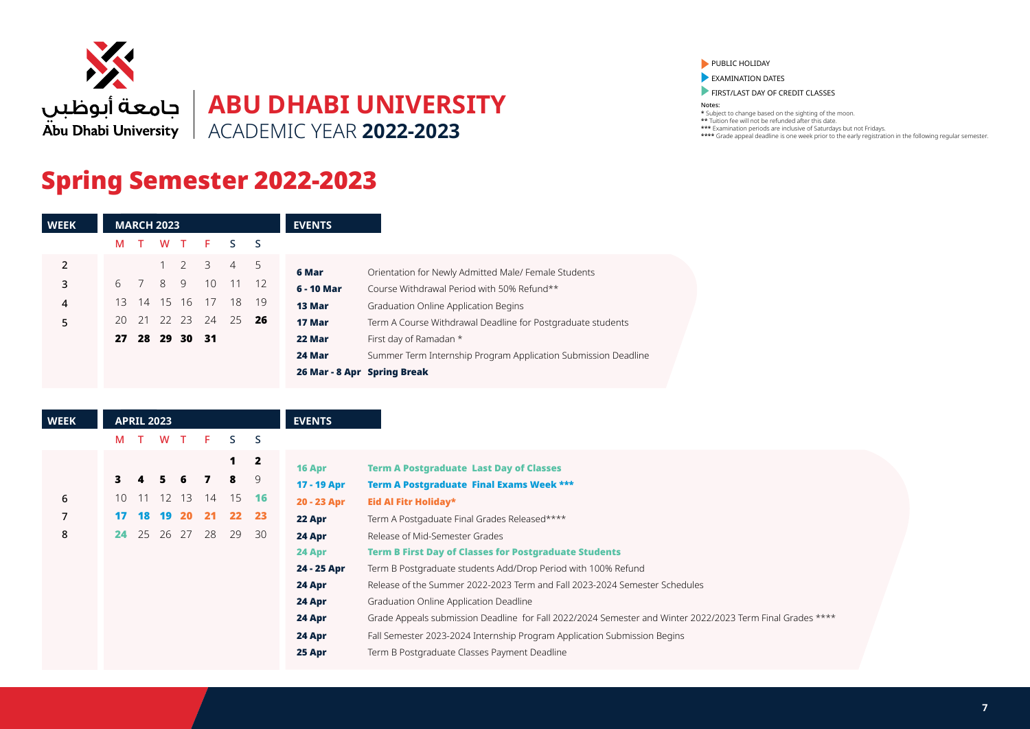جامعة أبوظبي
Abu Dhabi University

# ABU DHABI UNIVERSITY
ACADEMIC YEAR **2022-2023**

- PUBLIC HOLIDAY
- EXAMINATION DATES
- FIRST/LAST DAY OF CREDIT CLASSES

**Notes:**
\* Subject to change based on the sighting of the moon.
\*\* Tuition fee will not be refunded after this date.
\*\*\* Examination periods are inclusive of Saturdays but not Fridays.
\*\*\*\* Grade appeal deadline is one week prior to the early registration in the following regular semester.

## Spring Semester 2022-2023

| WEEK | M | T | W | T | F | S | S |
|---|---|---|---|---|---|---|---|
| | | | | | | | |
| **MARCH 2023** | | | | | | | |
| 2 | | | 1 | 2 | 3 | 4 | 5 |
| 3 | 6 | 7 | 8 | 9 | 10 | 11 | 12 |
| 4 | 13 | 14 | 15 | 16 | 17 | 18 | 19 |
| 5 | 20 | 21 | 22 | 23 | 24 | 25 | **26** |
| | **27** | **28** | **29** | **30** | **31** | | |

| EVENTS | |
|---|---|
| **6 Mar** | Orientation for Newly Admitted Male/ Female Students |
| **6 - 10 Mar** | Course Withdrawal Period with 50% Refund** |
| **13 Mar** | Graduation Online Application Begins |
| **17 Mar** | Term A Course Withdrawal Deadline for Postgraduate students |
| **22 Mar** | First day of Ramadan * |
| **24 Mar** | Summer Term Internship Program Application Submission Deadline |
| **26 Mar - 8 Apr** | **Spring Break** |

| WEEK | M | T | W | T | F | S | S |
|---|---|---|---|---|---|---|---|
| **APRIL 2023** | | | | | | | |
| | | | | | | **1** | **2** |
| | **3** | **4** | **5** | **6** | **7** | **8** | 9 |
| 6 | 10 | 11 | 12 | 13 | 14 | 15 | **16** |
| 7 | **17** | **18** | **19** | **20** | **21** | **22** | **23** |
| 8 | **24** | 25 | 26 | 27 | 28 | 29 | 30 |

| EVENTS | |
|---|---|
| **16 Apr** | **Term A Postgraduate Last Day of Classes** |
| **17 - 19 Apr** | **Term A Postgraduate Final Exams Week \*\*\*** |
| **20 - 23 Apr** | **Eid Al Fitr Holiday\*** |
| **22 Apr** | Term A Postgaduate Final Grades Released**** |
| **24 Apr** | Release of Mid-Semester Grades |
| **24 Apr** | **Term B First Day of Classes for Postgraduate Students** |
| **24 - 25 Apr** | Term B Postgraduate students Add/Drop Period with 100% Refund |
| **24 Apr** | Release of the Summer 2022-2023 Term and Fall 2023-2024 Semester Schedules |
| **24 Apr** | Graduation Online Application Deadline |
| **24 Apr** | Grade Appeals submission Deadline for Fall 2022/2023 Semester and Winter 2022/2023 Term Final Grades **** |
| **24 Apr** | Fall Semester 2023-2024 Internship Program Application Submission Begins |
| **25 Apr** | Term B Postgraduate Classes Payment Deadline |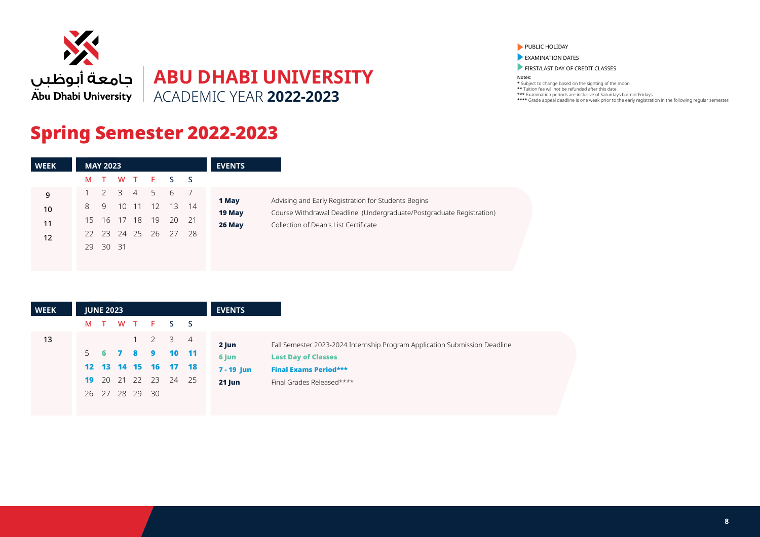جامعة أبوظبي
Abu Dhabi University

# ABU DHABI UNIVERSITY
ACADEMIC YEAR **2022-2023**

- PUBLIC HOLIDAY
- EXAMINATION DATES
- FIRST/LAST DAY OF CREDIT CLASSES

**Notes:**
* Subject to change based on the sighting of the moon.
** Tuition fee will not be refunded after this date.
*** Examination periods are inclusive of Saturdays but not Fridays.
**** Grade appeal deadline is one week prior to the early registration in the following regular semester.

## Spring Semester 2022-2023

| WEEK | MAY 2023 | | | | | | |
|---|---|---|---|---|---|---|---|
| | M | T | W | T | F | S | S |
| 9 | 1 | 2 | 3 | 4 | 5 | 6 | 7 |
| 10 | 8 | 9 | 10 | 11 | 12 | 13 | 14 |
| 11 | 15 | 16 | 17 | 18 | 19 | 20 | 21 |
| 12 | 22 | 23 | 24 | 25 | 26 | 27 | 28 |
| | 29 | 30 | 31 | | | | |

| EVENTS | |
|---|---|
| **1 May** | Advising and Early Registration for Students Begins |
| **19 May** | Course Withdrawal Deadline (Undergraduate/Postgraduate Registration) |
| **26 May** | Collection of Dean's List Certificate |

| WEEK | JUNE 2023 | | | | | | |
|---|---|---|---|---|---|---|---|
| | M | T | W | T | F | S | S |
| 13 | | | | 1 | 2 | 3 | 4 |
| | 5 | **6** | **7** | **8** | **9** | **10** | **11** |
| | **12** | **13** | **14** | **15** | **16** | **17** | **18** |
| | **19** | 20 | 21 | 22 | 23 | 24 | 25 |
| | 26 | 27 | 28 | 29 | 30 | | |

| EVENTS | |
|---|---|
| **2 Jun** | Fall Semester 2023-2024 Internship Program Application Submission Deadline |
| **6 Jun** | **Last Day of Classes** |
| **7 - 19 Jun** | **Final Exams Period*** ** |
| **21 Jun** | Final Grades Released**** |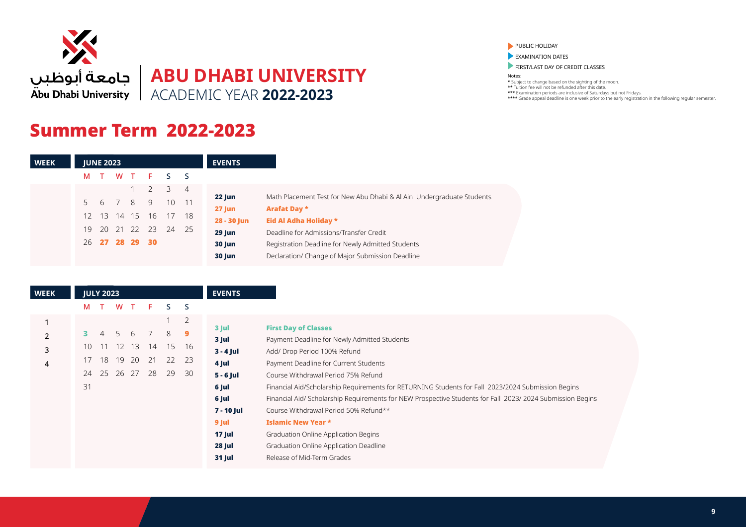جامعة أبوظبي
Abu Dhabi University

# ABU DHABI UNIVERSITY
ACADEMIC YEAR **2022-2023**

- PUBLIC HOLIDAY
- EXAMINATION DATES
- FIRST/LAST DAY OF CREDIT CLASSES

**Notes:**
* Subject to change based on the sighting of the moon.
** Tuition fee will not be refunded after this date.
*** Examination periods are inclusive of Saturdays but not Fridays.
**** Grade appeal deadline is one week prior to the early registration in the following regular semester.

## Summer Term 2022-2023

### JUNE 2023

| WEEK | M | T | W | T | F | S | S |
|---|---|---|---|---|---|---|---|
| | | | | 1 | 2 | 3 | 4 |
| | 5 | 6 | 7 | 8 | 9 | 10 | 11 |
| | 12 | 13 | 14 | 15 | 16 | 17 | 18 |
| | 19 | 20 | 21 | 22 | 23 | 24 | 25 |
| | 26 | **27** | **28** | **29** | **30** | | |

| EVENTS | |
|---|---|
| **22 Jun** | Math Placement Test for New Abu Dhabi & Al Ain Undergraduate Students |
| **27 Jun** | **Arafat Day *** |
| **28 - 30 Jun** | **Eid Al Adha Holiday *** |
| **29 Jun** | Deadline for Admissions/Transfer Credit |
| **30 Jun** | Registration Deadline for Newly Admitted Students |
| **30 Jun** | Declaration/ Change of Major Submission Deadline |

### JULY 2023

| WEEK | M | T | W | T | F | S | S |
|---|---|---|---|---|---|---|---|
| 1 | | | | | | 1 | 2 |
| 2 | **3** | 4 | 5 | 6 | 7 | 8 | **9** |
| 3 | 10 | 11 | 12 | 13 | 14 | 15 | 16 |
| 4 | 17 | 18 | 19 | 20 | 21 | 22 | 23 |
| | 24 | 25 | 26 | 27 | 28 | 29 | 30 |
| | 31 | | | | | | |

| EVENTS | |
|---|---|
| **3 Jul** | **First Day of Classes** |
| **3 Jul** | Payment Deadline for Newly Admitted Students |
| **3 - 4 Jul** | Add/ Drop Period 100% Refund |
| **4 Jul** | Payment Deadline for Current Students |
| **5 - 6 Jul** | Course Withdrawal Period 75% Refund |
| **6 Jul** | Financial Aid/Scholarship Requirements for RETURNING Students for Fall 2023/2024 Submission Begins |
| **6 Jul** | Financial Aid/ Scholarship Requirements for NEW Prospective Students for Fall 2023/ 2024 Submission Begins |
| **7 - 10 Jul** | Course Withdrawal Period 50% Refund** |
| **9 Jul** | **Islamic New Year *** |
| **17 Jul** | Graduation Online Application Begins |
| **28 Jul** | Graduation Online Application Deadline |
| **31 Jul** | Release of Mid-Term Grades |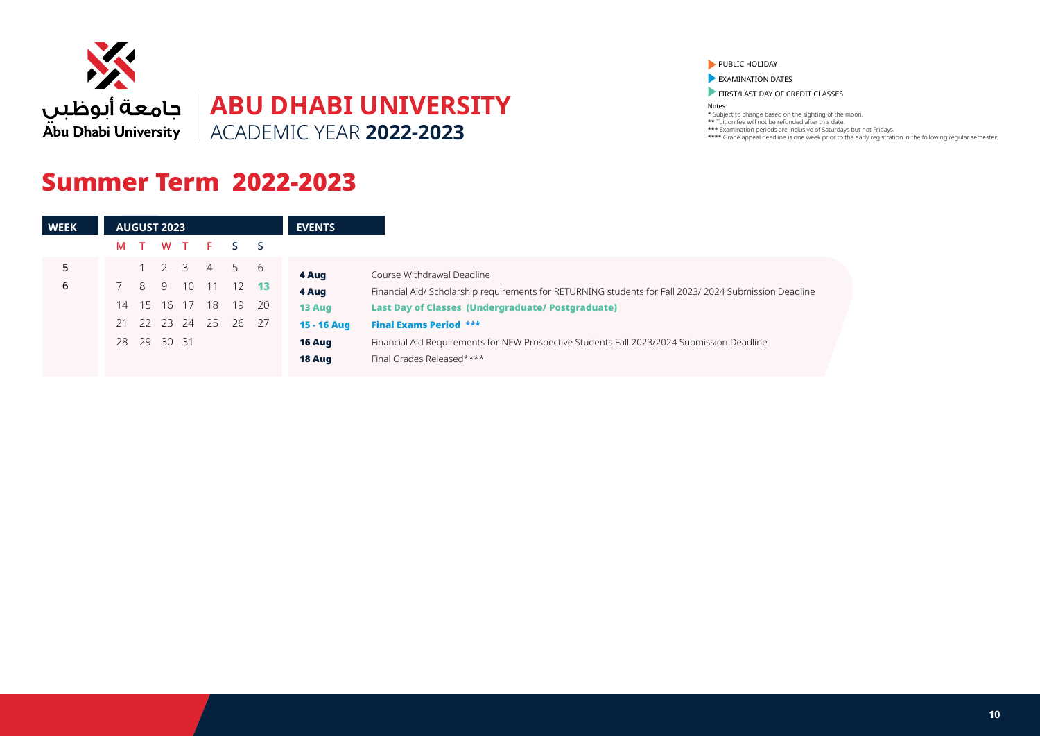جامعة أبوظبي
Abu Dhabi University

# ABU DHABI UNIVERSITY
ACADEMIC YEAR **2022-2023**

- PUBLIC HOLIDAY
- EXAMINATION DATES
- FIRST/LAST DAY OF CREDIT CLASSES

**Notes:**
\* Subject to change based on the sighting of the moon.
\*\* Tuition fee will not be refunded after this date.
\*\*\* Examination periods are inclusive of Saturdays but not Fridays.
\*\*\*\* Grade appeal deadline is one week prior to the early registration in the following regular semester.

## Summer Term 2022-2023

| WEEK | AUGUST 2023 | | | | | | |
|---|---|---|---|---|---|---|---|
| | M | T | W | T | F | S | S |
| 5 | | 1 | 2 | 3 | 4 | 5 | 6 |
| 6 | 7 | 8 | 9 | 10 | 11 | 12 | 13 |
| | 14 | 15 | 16 | 17 | 18 | 19 | 20 |
| | 21 | 22 | 23 | 24 | 25 | 26 | 27 |
| | 28 | 29 | 30 | 31 | | | |

| EVENTS | |
|---|---|
| **4 Aug** | Course Withdrawal Deadline |
| **4 Aug** | Financial Aid/ Scholarship requirements for RETURNING students for Fall 2023/ 2024 Submission Deadline |
| **13 Aug** | **Last Day of Classes (Undergraduate/ Postgraduate)** |
| **15 - 16 Aug** | **Final Exams Period \*\*\*** |
| **16 Aug** | Financial Aid Requirements for NEW Prospective Students Fall 2023/2024 Submission Deadline |
| **18 Aug** | Final Grades Released\*\*\*\* |